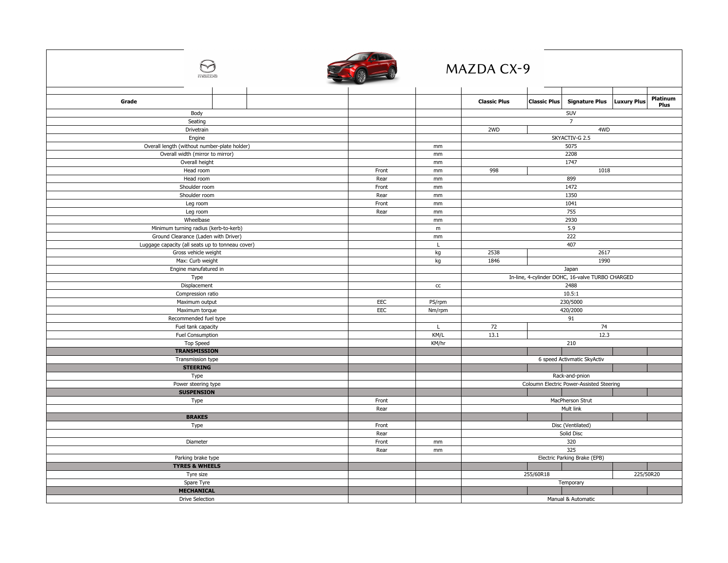# MAZDA CX-9

| Grade | | | Classic Plus | Classic Plus | Signature Plus | Luxury Plus | Platinum Plus |
|---|---|---|---|---|---|---|---|
| Body | | | SUV | | | | |
| Seating | | | 7 | | | | |
| Drivetrain | | | 2WD | 4WD | | | |
| Engine | | | SKYACTIV-G 2.5 | | | | |
| Overall length (without number-plate holder) | | mm | 5075 | | | | |
| Overall width (mirror to mirror) | | mm | 2208 | | | | |
| Overall height | | mm | 1747 | | | | |
| Head room | Front | mm | 998 | 1018 | | | |
| Head room | Rear | mm | 899 | | | | |
| Shoulder room | Front | mm | 1472 | | | | |
| Shoulder room | Rear | mm | 1350 | | | | |
| Leg room | Front | mm | 1041 | | | | |
| Leg room | Rear | mm | 755 | | | | |
| Wheelbase | | mm | 2930 | | | | |
| Minimum turning radius (kerb-to-kerb) | | m | 5.9 | | | | |
| Ground Clearance (Laden with Driver) | | mm | 222 | | | | |
| Luggage capacity (all seats up to tonneau cover) | | L | 407 | | | | |
| Gross vehicle weight | | kg | 2538 | 2617 | | | |
| Max: Curb weight | | kg | 1846 | 1990 | | | |
| Engine manufatured in | | | Japan | | | | |
| Type | | | In-line, 4-cylinder DOHC, 16-valve TURBO CHARGED | | | | |
| Displacement | | cc | 2488 | | | | |
| Compression ratio | | | 10.5:1 | | | | |
| Maximum output | EEC | PS/rpm | 230/5000 | | | | |
| Maximum torque | EEC | Nm/rpm | 420/2000 | | | | |
| Recommended fuel type | | | 91 | | | | |
| Fuel tank capacity | | L | 72 | 74 | | | |
| Fuel Consumption | | KM/L | 13.1 | 12.3 | | | |
| Top Speed | | KM/hr | 210 | | | | |
| **TRANSMISSION** | | | | | | | |
| Transmission type | | | 6 speed Activmatic SkyActiv | | | | |
| **STEERING** | | | | | | | |
| Type | | | Rack-and-pnion | | | | |
| Power steering type | | | Coloumn Electric Power-Assisted Steering | | | | |
| **SUSPENSION** | | | | | | | |
| Type | Front | | MacPherson Strut | | | | |
| | Rear | | Mult link | | | | |
| **BRAKES** | | | | | | | |
| Type | Front | | Disc (Ventilated) | | | | |
| | Rear | | Solid Disc | | | | |
| Diameter | Front | mm | 320 | | | | |
| | Rear | mm | 325 | | | | |
| Parking brake type | | | Electric Parking Brake (EPB) | | | | |
| **TYRES & WHEELS** | | | | | | | |
| Tyre size | | | 255/60R18 | | | 225/50R20 | |
| Spare Tyre | | | Temporary | | | | |
| **MECHANICAL** | | | | | | | |
| Drive Selection | | | Manual & Automatic | | | | |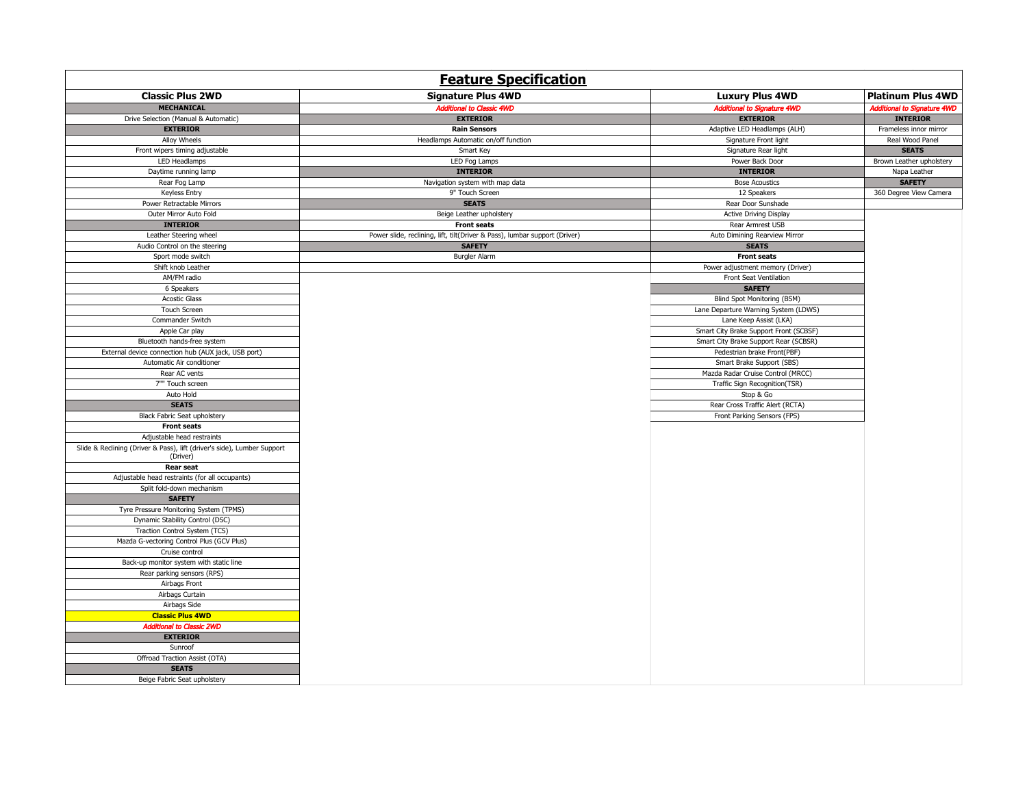# Feature Specification

| Classic Plus 2WD | Signature Plus 4WD | Luxury Plus 4WD | Platinum Plus 4WD |
|---|---|---|---|
| **MECHANICAL** | ***Additional to Classic 4WD*** | ***Additional to Signature 4WD*** | ***Additional to Signature 4WD*** |
| Drive Selection (Manual & Automatic) | **EXTERIOR** | **EXTERIOR** | **INTERIOR** |
| **EXTERIOR** | **Rain Sensors** | Adaptive LED Headlamps (ALH) | Frameless innor mirror |
| Alloy Wheels | Headlamps Automatic on/off function | Signature Front light | Real Wood Panel |
| Front wipers timing adjustable | Smart Key | Signature Rear light | **SEATS** |
| LED Headlamps | LED Fog Lamps | Power Back Door | Brown Leather upholstery |
| Daytime running lamp | **INTERIOR** | **INTERIOR** | Napa Leather |
| Rear Fog Lamp | Navigation system with map data | Bose Acoustics | **SAFETY** |
| Keyless Entry | 9" Touch Screen | 12 Speakers | 360 Degree View Camera |
| Power Retractable Mirrors | **SEATS** | Rear Door Sunshade | |
| Outer Mirror Auto Fold | Beige Leather upholstery | Active Driving Display | |
| **INTERIOR** | **Front seats** | Rear Armrest USB | |
| Leather Steering wheel | Power slide, reclining, lift, tilt(Driver & Pass), lumbar support (Driver) | Auto Dimining Rearview Mirror | |
| Audio Control on the steering | **SAFETY** | **SEATS** | |
| Sport mode switch | Burgler Alarm | **Front seats** | |
| Shift knob Leather | | Power adjustment memory (Driver) | |
| AM/FM radio | | Front Seat Ventilation | |
| 6 Speakers | | **SAFETY** | |
| Acostic Glass | | Blind Spot Monitoring (BSM) | |
| Touch Screen | | Lane Departure Warning System (LDWS) | |
| Commander Switch | | Lane Keep Assist (LKA) | |
| Apple Car play | | Smart City Brake Support Front (SCBSF) | |
| Bluetooth hands-free system | | Smart City Brake Support Rear (SCBSR) | |
| External device connection hub (AUX jack, USB port) | | Pedestrian brake Front(PBF) | |
| Automatic Air conditioner | | Smart Brake Support (SBS) | |
| Rear AC vents | | Mazda Radar Cruise Control (MRCC) | |
| 7"" Touch screen | | Traffic Sign Recognition(TSR) | |
| Auto Hold | | Stop & Go | |
| **SEATS** | | Rear Cross Traffic Alert (RCTA) | |
| Black Fabric Seat upholstery | | Front Parking Sensors (FPS) | |
| **Front seats** | | | |
| Adjustable head restraints | | | |
| Slide & Reclining (Driver & Pass), lift (driver's side), Lumber Support (Driver) | | | |
| **Rear seat** | | | |
| Adjustable head restraints (for all occupants) | | | |
| Split fold-down mechanism | | | |
| **SAFETY** | | | |
| Tyre Pressure Monitoring System (TPMS) | | | |
| Dynamic Stability Control (DSC) | | | |
| Traction Control System (TCS) | | | |
| Mazda G-vectoring Control Plus (GCV Plus) | | | |
| Cruise control | | | |
| Back-up monitor system with static line | | | |
| Rear parking sensors (RPS) | | | |
| Airbags Front | | | |
| Airbags Curtain | | | |
| Airbags Side | | | |
| **Classic Plus 4WD** | | | |
| ***Additional to Classic 2WD*** | | | |
| **EXTERIOR** | | | |
| Sunroof | | | |
| Offroad Traction Assist (OTA) | | | |
| **SEATS** | | | |
| Beige Fabric Seat upholstery | | | |